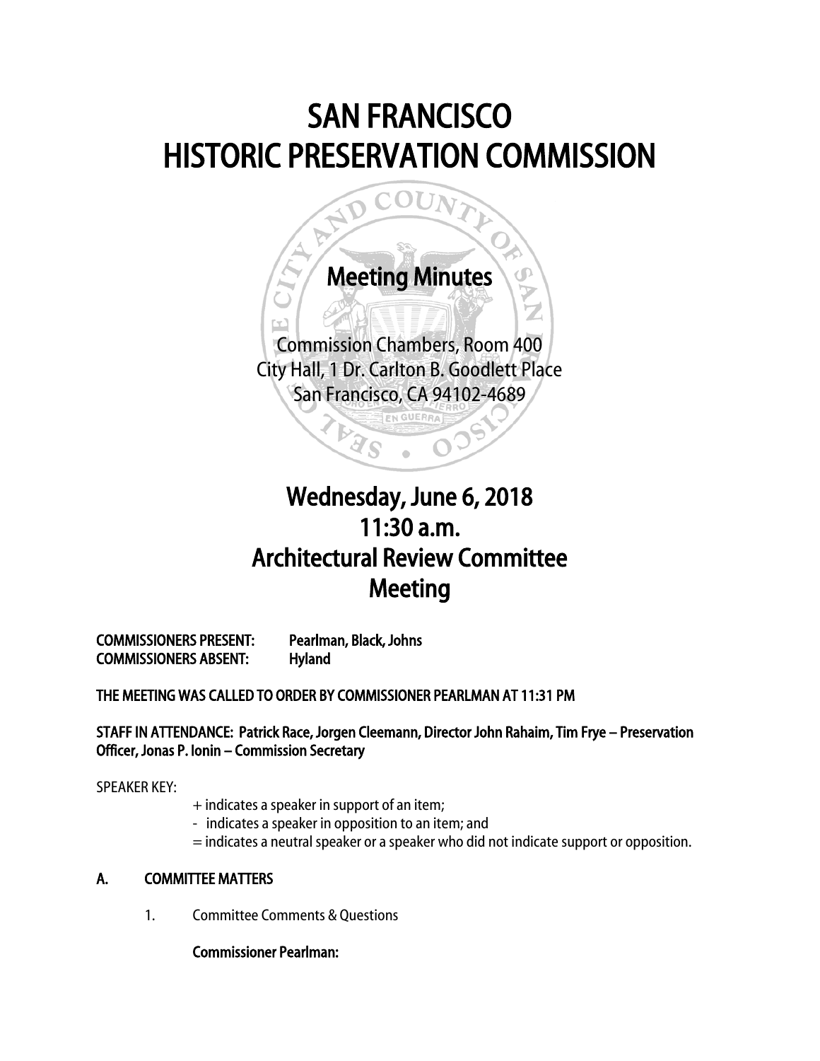# SAN FRANCISCO HISTORIC PRESERVATION COMMISSION

## Meeting Minutes

Commission Chambers, Room 400
City Hall, 1 Dr. Carlton B. Goodlett Place
San Francisco, CA 94102-4689

## Wednesday, June 6, 2018
## 11:30 a.m.
## Architectural Review Committee Meeting

**COMMISSIONERS PRESENT:** Pearlman, Black, Johns
**COMMISSIONERS ABSENT:** Hyland

**THE MEETING WAS CALLED TO ORDER BY COMMISSIONER PEARLMAN AT 11:31 PM**

**STAFF IN ATTENDANCE: Patrick Race, Jorgen Cleemann, Director John Rahaim, Tim Frye – Preservation Officer, Jonas P. Ionin – Commission Secretary**

SPEAKER KEY:

+ indicates a speaker in support of an item;
- indicates a speaker in opposition to an item; and
= indicates a neutral speaker or a speaker who did not indicate support or opposition.

### A. COMMITTEE MATTERS

1. Committee Comments & Questions

   **Commissioner Pearlman:**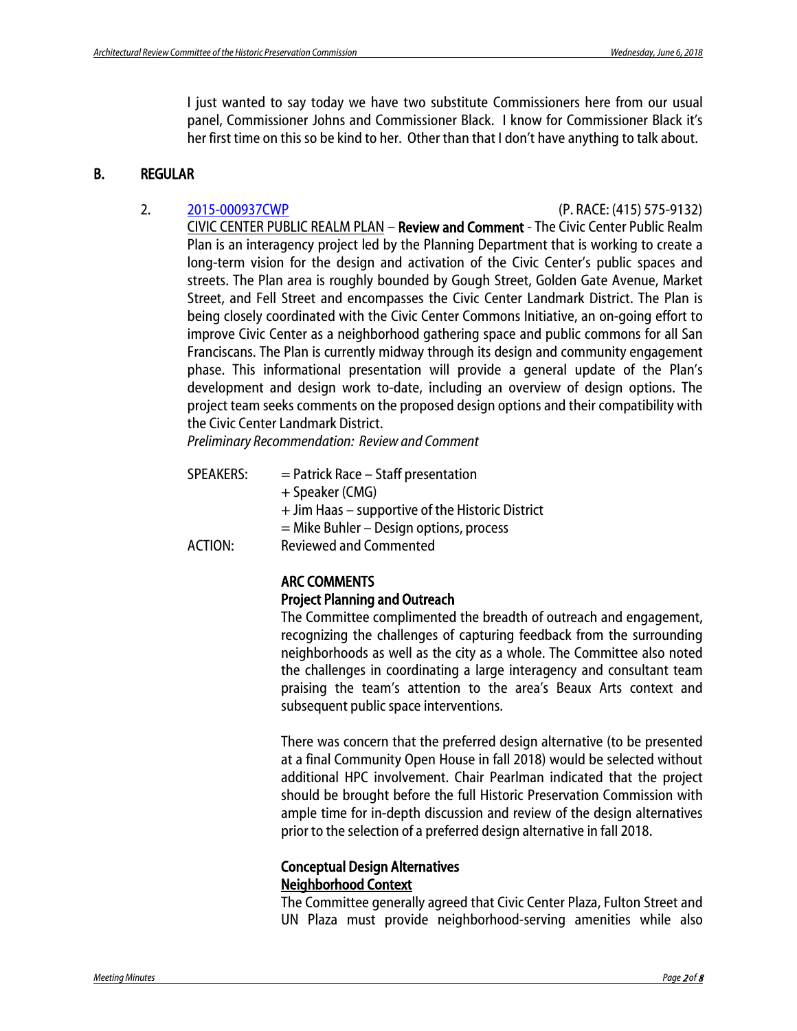I just wanted to say today we have two substitute Commissioners here from our usual panel, Commissioner Johns and Commissioner Black. I know for Commissioner Black it's her first time on this so be kind to her. Other than that I don't have anything to talk about.

## B. REGULAR

2. [2015-000937CWP](2015-000937CWP) (P. RACE: (415) 575-9132)

CIVIC CENTER PUBLIC REALM PLAN – **Review and Comment** - The Civic Center Public Realm Plan is an interagency project led by the Planning Department that is working to create a long-term vision for the design and activation of the Civic Center's public spaces and streets. The Plan area is roughly bounded by Gough Street, Golden Gate Avenue, Market Street, and Fell Street and encompasses the Civic Center Landmark District. The Plan is being closely coordinated with the Civic Center Commons Initiative, an on-going effort to improve Civic Center as a neighborhood gathering space and public commons for all San Franciscans. The Plan is currently midway through its design and community engagement phase. This informational presentation will provide a general update of the Plan's development and design work to-date, including an overview of design options. The project team seeks comments on the proposed design options and their compatibility with the Civic Center Landmark District.

*Preliminary Recommendation: Review and Comment*

SPEAKERS: = Patrick Race – Staff presentation
+ Speaker (CMG)
+ Jim Haas – supportive of the Historic District
= Mike Buhler – Design options, process

ACTION: Reviewed and Commented

**ARC COMMENTS**

**Project Planning and Outreach**

The Committee complimented the breadth of outreach and engagement, recognizing the challenges of capturing feedback from the surrounding neighborhoods as well as the city as a whole. The Committee also noted the challenges in coordinating a large interagency and consultant team praising the team's attention to the area's Beaux Arts context and subsequent public space interventions.

There was concern that the preferred design alternative (to be presented at a final Community Open House in fall 2018) would be selected without additional HPC involvement. Chair Pearlman indicated that the project should be brought before the full Historic Preservation Commission with ample time for in-depth discussion and review of the design alternatives prior to the selection of a preferred design alternative in fall 2018.

**Conceptual Design Alternatives**

**<u>Neighborhood Context</u>**

The Committee generally agreed that Civic Center Plaza, Fulton Street and UN Plaza must provide neighborhood-serving amenities while also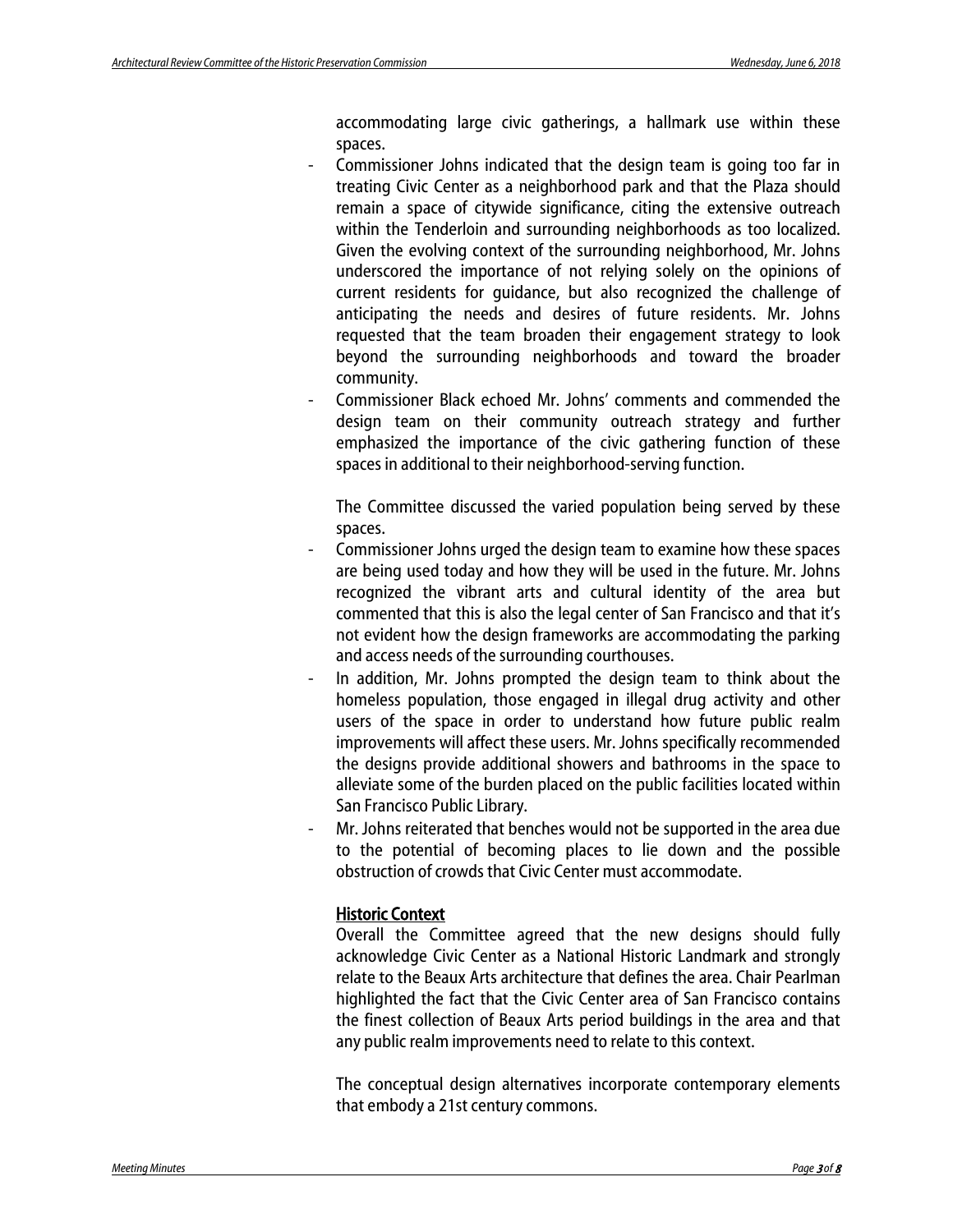accommodating large civic gatherings, a hallmark use within these spaces.

- Commissioner Johns indicated that the design team is going too far in treating Civic Center as a neighborhood park and that the Plaza should remain a space of citywide significance, citing the extensive outreach within the Tenderloin and surrounding neighborhoods as too localized. Given the evolving context of the surrounding neighborhood, Mr. Johns underscored the importance of not relying solely on the opinions of current residents for guidance, but also recognized the challenge of anticipating the needs and desires of future residents. Mr. Johns requested that the team broaden their engagement strategy to look beyond the surrounding neighborhoods and toward the broader community.
- Commissioner Black echoed Mr. Johns' comments and commended the design team on their community outreach strategy and further emphasized the importance of the civic gathering function of these spaces in additional to their neighborhood-serving function.

The Committee discussed the varied population being served by these spaces.

- Commissioner Johns urged the design team to examine how these spaces are being used today and how they will be used in the future. Mr. Johns recognized the vibrant arts and cultural identity of the area but commented that this is also the legal center of San Francisco and that it's not evident how the design frameworks are accommodating the parking and access needs of the surrounding courthouses.
- In addition, Mr. Johns prompted the design team to think about the homeless population, those engaged in illegal drug activity and other users of the space in order to understand how future public realm improvements will affect these users. Mr. Johns specifically recommended the designs provide additional showers and bathrooms in the space to alleviate some of the burden placed on the public facilities located within San Francisco Public Library.
- Mr. Johns reiterated that benches would not be supported in the area due to the potential of becoming places to lie down and the possible obstruction of crowds that Civic Center must accommodate.

**Historic Context**

Overall the Committee agreed that the new designs should fully acknowledge Civic Center as a National Historic Landmark and strongly relate to the Beaux Arts architecture that defines the area. Chair Pearlman highlighted the fact that the Civic Center area of San Francisco contains the finest collection of Beaux Arts period buildings in the area and that any public realm improvements need to relate to this context.

The conceptual design alternatives incorporate contemporary elements that embody a 21st century commons.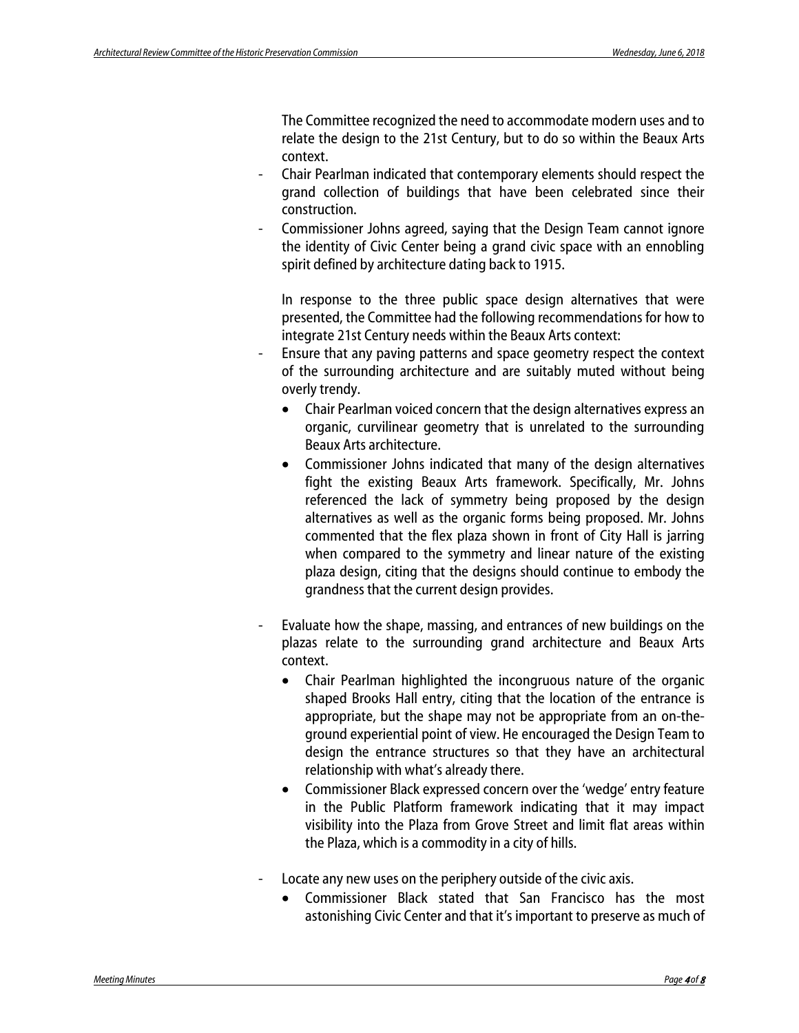The Committee recognized the need to accommodate modern uses and to relate the design to the 21st Century, but to do so within the Beaux Arts context.

- Chair Pearlman indicated that contemporary elements should respect the grand collection of buildings that have been celebrated since their construction.
- Commissioner Johns agreed, saying that the Design Team cannot ignore the identity of Civic Center being a grand civic space with an ennobling spirit defined by architecture dating back to 1915.

In response to the three public space design alternatives that were presented, the Committee had the following recommendations for how to integrate 21st Century needs within the Beaux Arts context:

- Ensure that any paving patterns and space geometry respect the context of the surrounding architecture and are suitably muted without being overly trendy.
  - Chair Pearlman voiced concern that the design alternatives express an organic, curvilinear geometry that is unrelated to the surrounding Beaux Arts architecture.
  - Commissioner Johns indicated that many of the design alternatives fight the existing Beaux Arts framework. Specifically, Mr. Johns referenced the lack of symmetry being proposed by the design alternatives as well as the organic forms being proposed. Mr. Johns commented that the flex plaza shown in front of City Hall is jarring when compared to the symmetry and linear nature of the existing plaza design, citing that the designs should continue to embody the grandness that the current design provides.

- Evaluate how the shape, massing, and entrances of new buildings on the plazas relate to the surrounding grand architecture and Beaux Arts context.
  - Chair Pearlman highlighted the incongruous nature of the organic shaped Brooks Hall entry, citing that the location of the entrance is appropriate, but the shape may not be appropriate from an on-the-ground experiential point of view. He encouraged the Design Team to design the entrance structures so that they have an architectural relationship with what's already there.
  - Commissioner Black expressed concern over the 'wedge' entry feature in the Public Platform framework indicating that it may impact visibility into the Plaza from Grove Street and limit flat areas within the Plaza, which is a commodity in a city of hills.

- Locate any new uses on the periphery outside of the civic axis.
  - Commissioner Black stated that San Francisco has the most astonishing Civic Center and that it's important to preserve as much of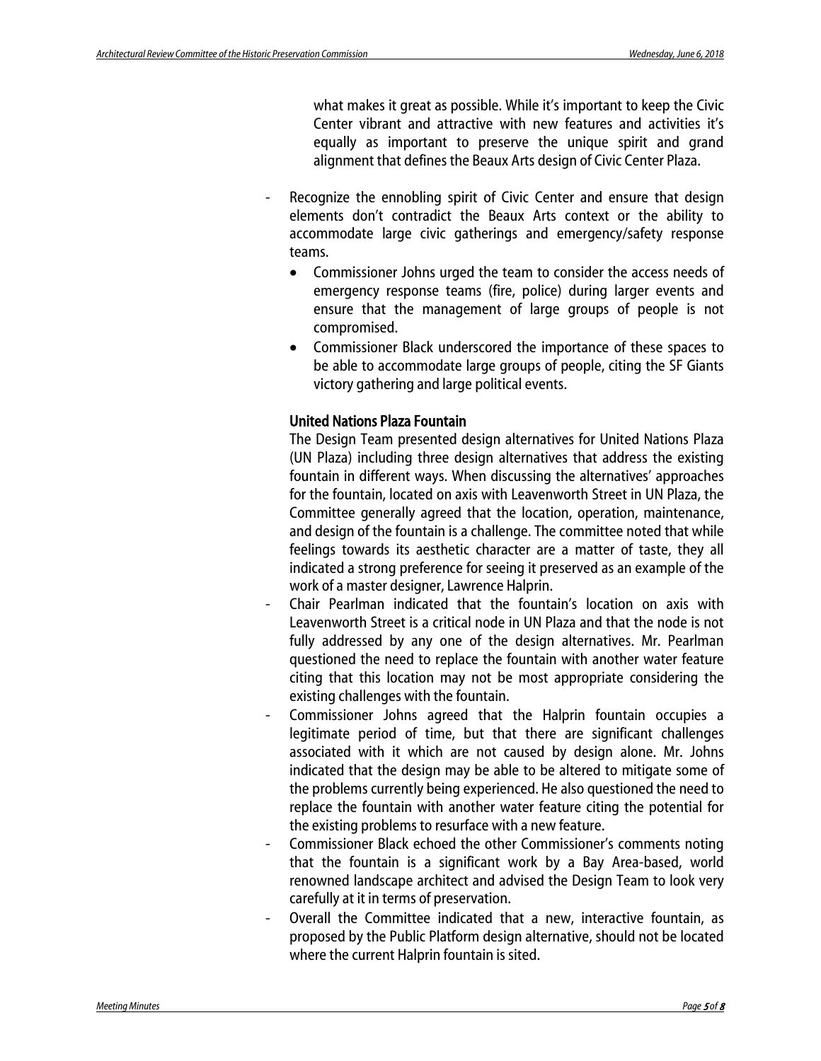what makes it great as possible. While it's important to keep the Civic Center vibrant and attractive with new features and activities it's equally as important to preserve the unique spirit and grand alignment that defines the Beaux Arts design of Civic Center Plaza.

- Recognize the ennobling spirit of Civic Center and ensure that design elements don't contradict the Beaux Arts context or the ability to accommodate large civic gatherings and emergency/safety response teams.
  - Commissioner Johns urged the team to consider the access needs of emergency response teams (fire, police) during larger events and ensure that the management of large groups of people is not compromised.
  - Commissioner Black underscored the importance of these spaces to be able to accommodate large groups of people, citing the SF Giants victory gathering and large political events.

### United Nations Plaza Fountain

The Design Team presented design alternatives for United Nations Plaza (UN Plaza) including three design alternatives that address the existing fountain in different ways. When discussing the alternatives' approaches for the fountain, located on axis with Leavenworth Street in UN Plaza, the Committee generally agreed that the location, operation, maintenance, and design of the fountain is a challenge. The committee noted that while feelings towards its aesthetic character are a matter of taste, they all indicated a strong preference for seeing it preserved as an example of the work of a master designer, Lawrence Halprin.

- Chair Pearlman indicated that the fountain's location on axis with Leavenworth Street is a critical node in UN Plaza and that the node is not fully addressed by any one of the design alternatives. Mr. Pearlman questioned the need to replace the fountain with another water feature citing that this location may not be most appropriate considering the existing challenges with the fountain.
- Commissioner Johns agreed that the Halprin fountain occupies a legitimate period of time, but that there are significant challenges associated with it which are not caused by design alone. Mr. Johns indicated that the design may be able to be altered to mitigate some of the problems currently being experienced. He also questioned the need to replace the fountain with another water feature citing the potential for the existing problems to resurface with a new feature.
- Commissioner Black echoed the other Commissioner's comments noting that the fountain is a significant work by a Bay Area-based, world renowned landscape architect and advised the Design Team to look very carefully at it in terms of preservation.
- Overall the Committee indicated that a new, interactive fountain, as proposed by the Public Platform design alternative, should not be located where the current Halprin fountain is sited.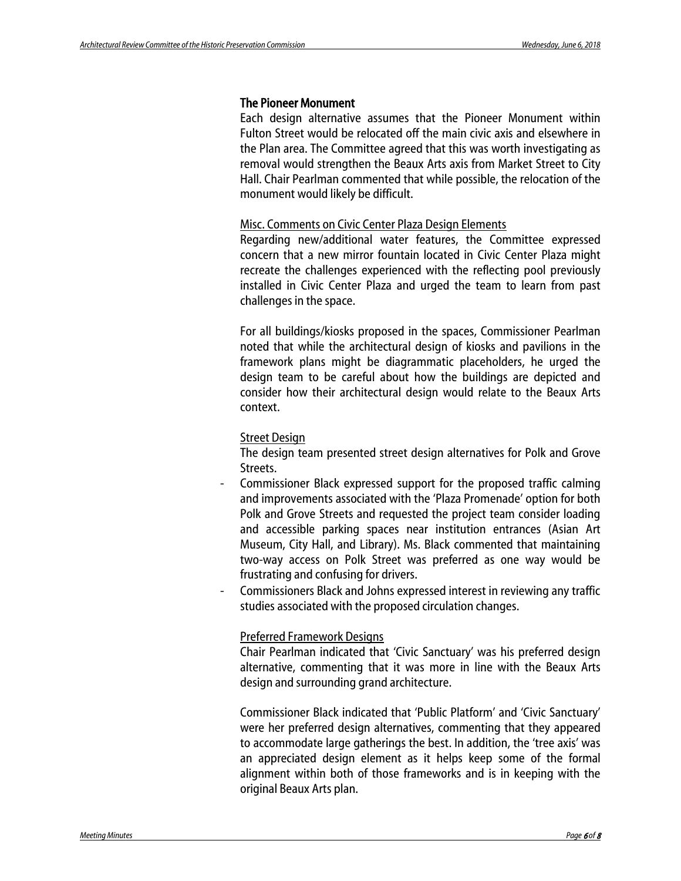### The Pioneer Monument

Each design alternative assumes that the Pioneer Monument within Fulton Street would be relocated off the main civic axis and elsewhere in the Plan area. The Committee agreed that this was worth investigating as removal would strengthen the Beaux Arts axis from Market Street to City Hall. Chair Pearlman commented that while possible, the relocation of the monument would likely be difficult.

Misc. Comments on Civic Center Plaza Design Elements

Regarding new/additional water features, the Committee expressed concern that a new mirror fountain located in Civic Center Plaza might recreate the challenges experienced with the reflecting pool previously installed in Civic Center Plaza and urged the team to learn from past challenges in the space.

For all buildings/kiosks proposed in the spaces, Commissioner Pearlman noted that while the architectural design of kiosks and pavilions in the framework plans might be diagrammatic placeholders, he urged the design team to be careful about how the buildings are depicted and consider how their architectural design would relate to the Beaux Arts context.

Street Design

The design team presented street design alternatives for Polk and Grove Streets.

- Commissioner Black expressed support for the proposed traffic calming and improvements associated with the 'Plaza Promenade' option for both Polk and Grove Streets and requested the project team consider loading and accessible parking spaces near institution entrances (Asian Art Museum, City Hall, and Library). Ms. Black commented that maintaining two-way access on Polk Street was preferred as one way would be frustrating and confusing for drivers.
- Commissioners Black and Johns expressed interest in reviewing any traffic studies associated with the proposed circulation changes.

Preferred Framework Designs

Chair Pearlman indicated that 'Civic Sanctuary' was his preferred design alternative, commenting that it was more in line with the Beaux Arts design and surrounding grand architecture.

Commissioner Black indicated that 'Public Platform' and 'Civic Sanctuary' were her preferred design alternatives, commenting that they appeared to accommodate large gatherings the best. In addition, the 'tree axis' was an appreciated design element as it helps keep some of the formal alignment within both of those frameworks and is in keeping with the original Beaux Arts plan.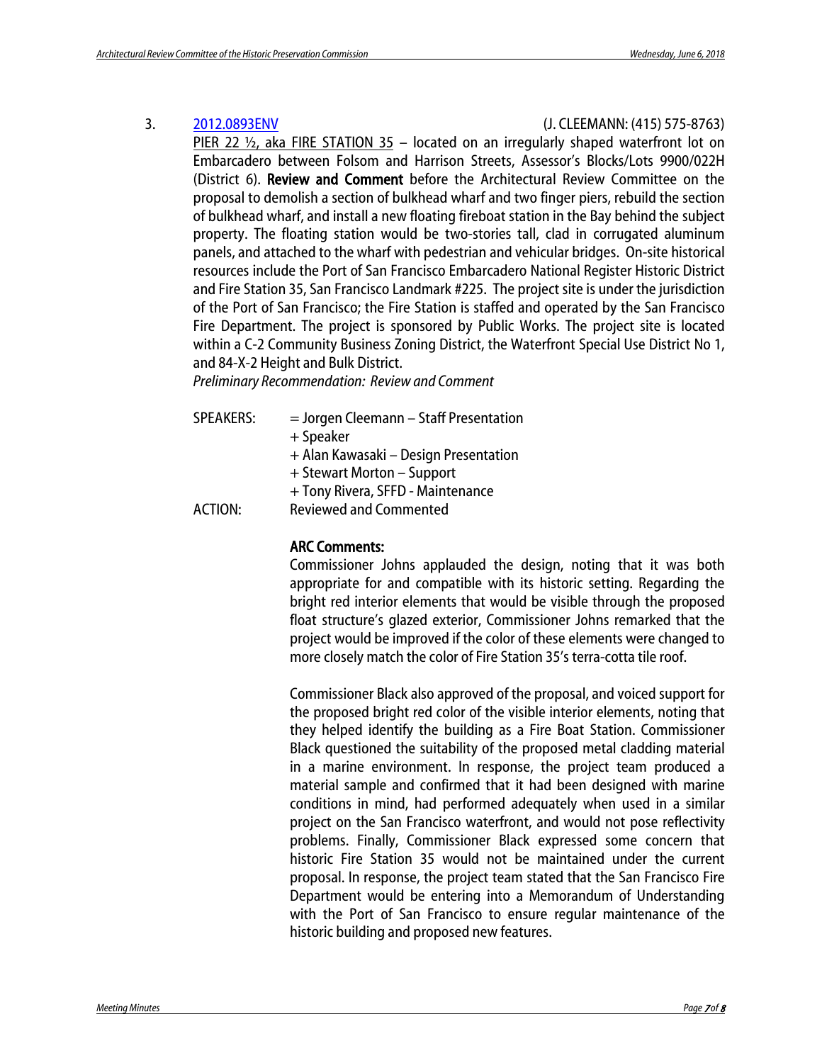3. [2012.0893ENV](#) (J. CLEEMANN: (415) 575-8763)

PIER 22 ½, aka FIRE STATION 35 – located on an irregularly shaped waterfront lot on Embarcadero between Folsom and Harrison Streets, Assessor's Blocks/Lots 9900/022H (District 6). **Review and Comment** before the Architectural Review Committee on the proposal to demolish a section of bulkhead wharf and two finger piers, rebuild the section of bulkhead wharf, and install a new floating fireboat station in the Bay behind the subject property. The floating station would be two-stories tall, clad in corrugated aluminum panels, and attached to the wharf with pedestrian and vehicular bridges. On-site historical resources include the Port of San Francisco Embarcadero National Register Historic District and Fire Station 35, San Francisco Landmark #225. The project site is under the jurisdiction of the Port of San Francisco; the Fire Station is staffed and operated by the San Francisco Fire Department. The project is sponsored by Public Works. The project site is located within a C-2 Community Business Zoning District, the Waterfront Special Use District No 1, and 84-X-2 Height and Bulk District.

*Preliminary Recommendation: Review and Comment*

SPEAKERS: = Jorgen Cleemann – Staff Presentation
+ Speaker
+ Alan Kawasaki – Design Presentation
+ Stewart Morton – Support
+ Tony Rivera, SFFD - Maintenance

ACTION: Reviewed and Commented

**ARC Comments:**

Commissioner Johns applauded the design, noting that it was both appropriate for and compatible with its historic setting. Regarding the bright red interior elements that would be visible through the proposed float structure's glazed exterior, Commissioner Johns remarked that the project would be improved if the color of these elements were changed to more closely match the color of Fire Station 35's terra-cotta tile roof.

Commissioner Black also approved of the proposal, and voiced support for the proposed bright red color of the visible interior elements, noting that they helped identify the building as a Fire Boat Station. Commissioner Black questioned the suitability of the proposed metal cladding material in a marine environment. In response, the project team produced a material sample and confirmed that it had been designed with marine conditions in mind, had performed adequately when used in a similar project on the San Francisco waterfront, and would not pose reflectivity problems. Finally, Commissioner Black expressed some concern that historic Fire Station 35 would not be maintained under the current proposal. In response, the project team stated that the San Francisco Fire Department would be entering into a Memorandum of Understanding with the Port of San Francisco to ensure regular maintenance of the historic building and proposed new features.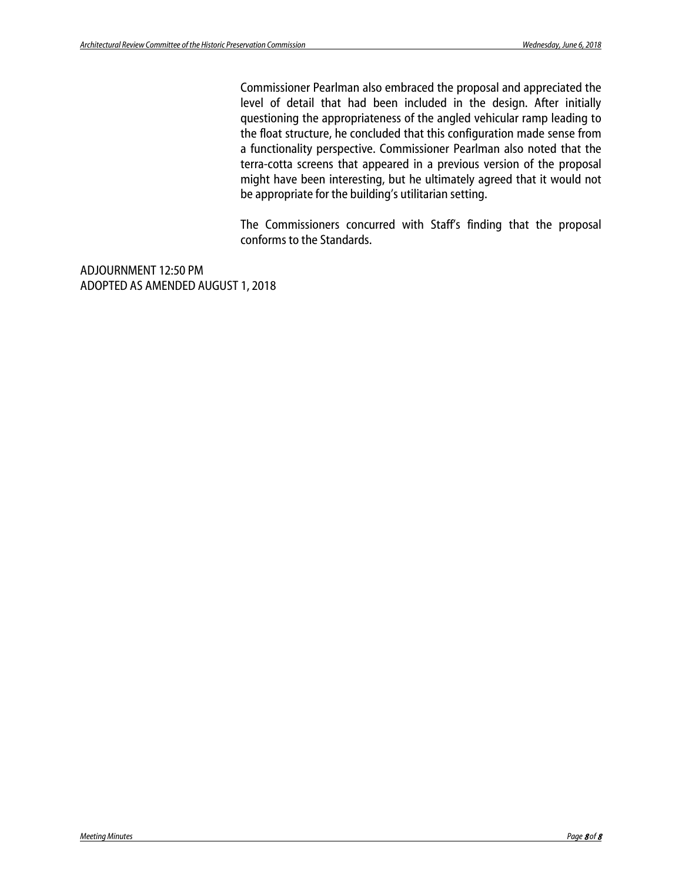Commissioner Pearlman also embraced the proposal and appreciated the level of detail that had been included in the design. After initially questioning the appropriateness of the angled vehicular ramp leading to the float structure, he concluded that this configuration made sense from a functionality perspective. Commissioner Pearlman also noted that the terra-cotta screens that appeared in a previous version of the proposal might have been interesting, but he ultimately agreed that it would not be appropriate for the building's utilitarian setting.

The Commissioners concurred with Staff's finding that the proposal conforms to the Standards.

ADJOURNMENT 12:50 PM
ADOPTED AS AMENDED AUGUST 1, 2018